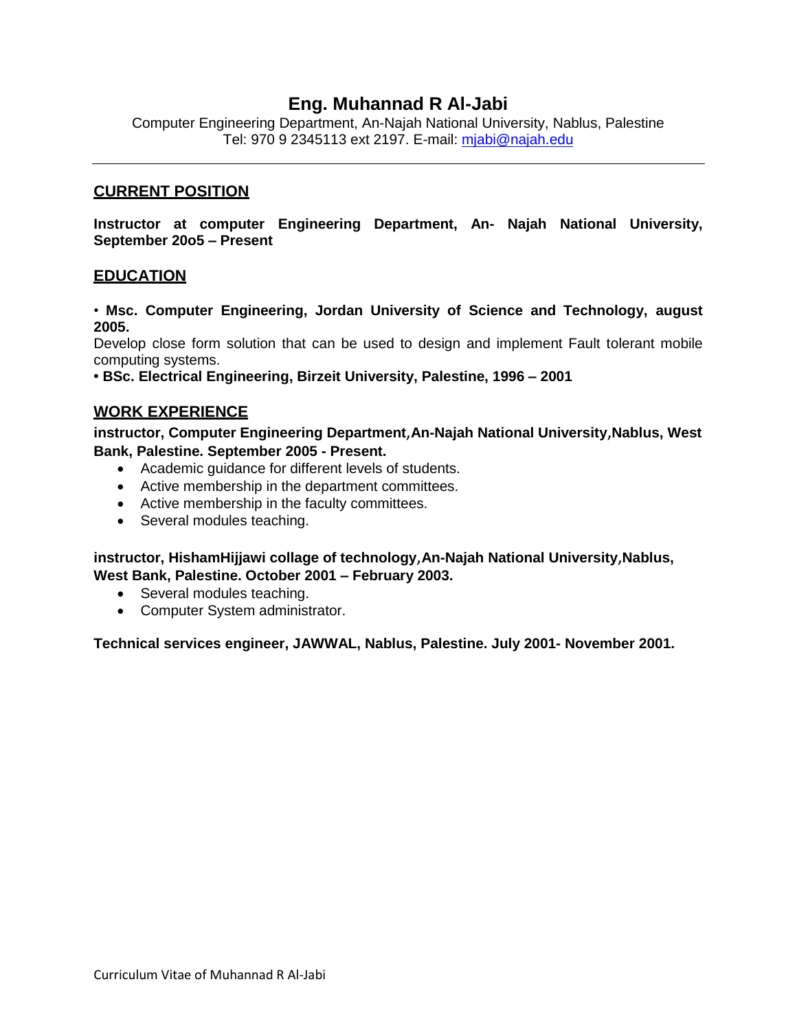# Eng. Muhannad R Al-Jabi

Computer Engineering Department, An-Najah National University, Nablus, Palestine
Tel: 970 9 2345113 ext 2197. E-mail: [mjabi@najah.edu](mailto:mjabi@najah.edu)

---

## CURRENT POSITION

**Instructor at computer Engineering Department, An- Najah National University, September 20o5 – Present**

## EDUCATION

• **Msc. Computer Engineering, Jordan University of Science and Technology, august 2005.**
Develop close form solution that can be used to design and implement Fault tolerant mobile computing systems.
**• BSc. Electrical Engineering, Birzeit University, Palestine, 1996 – 2001**

## WORK EXPERIENCE

**instructor, Computer Engineering Department,An-Najah National University,Nablus, West Bank, Palestine. September 2005 - Present.**

- Academic guidance for different levels of students.
- Active membership in the department committees.
- Active membership in the faculty committees.
- Several modules teaching.

**instructor, HishamHijjawi collage of technology,An-Najah National University,Nablus, West Bank, Palestine. October 2001 – February 2003.**

- Several modules teaching.
- Computer System administrator.

**Technical services engineer, JAWWAL, Nablus, Palestine. July 2001- November 2001.**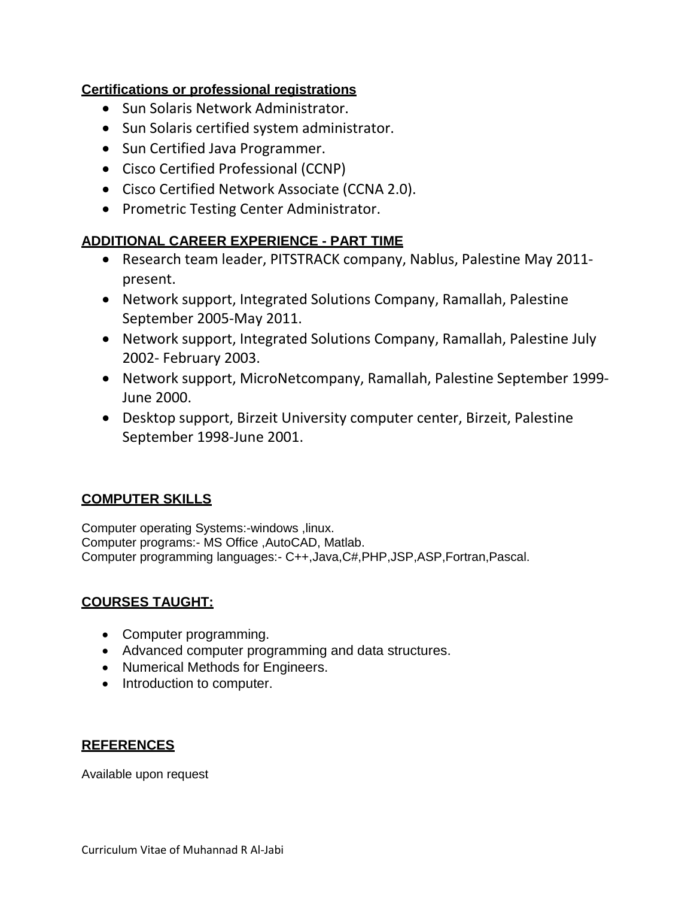### Certifications or professional registrations

- Sun Solaris Network Administrator.
- Sun Solaris certified system administrator.
- Sun Certified Java Programmer.
- Cisco Certified Professional (CCNP)
- Cisco Certified Network Associate (CCNA 2.0).
- Prometric Testing Center Administrator.

### ADDITIONAL CAREER EXPERIENCE - PART TIME

- Research team leader, PITSTRACK company, Nablus, Palestine May 2011-present.
- Network support, Integrated Solutions Company, Ramallah, Palestine September 2005-May 2011.
- Network support, Integrated Solutions Company, Ramallah, Palestine July 2002- February 2003.
- Network support, MicroNetcompany, Ramallah, Palestine September 1999-June 2000.
- Desktop support, Birzeit University computer center, Birzeit, Palestine September 1998-June 2001.

### COMPUTER SKILLS

Computer operating Systems:-windows ,linux.
Computer programs:- MS Office ,AutoCAD, Matlab.
Computer programming languages:- C++,Java,C#,PHP,JSP,ASP,Fortran,Pascal.

### COURSES TAUGHT:

- Computer programming.
- Advanced computer programming and data structures.
- Numerical Methods for Engineers.
- Introduction to computer.

### REFERENCES

Available upon request